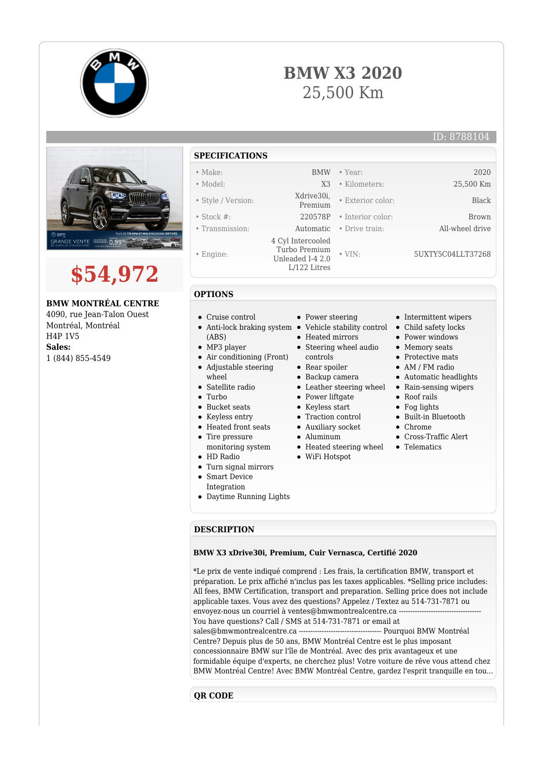# BMW X3 2020

25,500 Km

ID: 8788104

# $54,972

**BMW MONTRÉAL CENTRE**
4090, rue Jean-Talon Ouest
Montréal, Montréal
H4P 1V5
**Sales:**
1 (844) 855-4549

## SPECIFICATIONS

| | | | |
|---|---|---|---|
| • Make: | BMW | • Year: | 2020 |
| • Model: | X3 | • Kilometers: | 25,500 Km |
| • Style / Version: | Xdrive30i, Premium | • Exterior color: | Black |
| • Stock #: | 220578P | • Interior color: | Brown |
| • Transmission: | Automatic | • Drive train: | All-wheel drive |
| • Engine: | 4 Cyl Intercooled Turbo Premium Unleaded I-4 2.0 L/122 Litres | • VIN: | 5UXTY5C04LLT37268 |

## OPTIONS

- Cruise control
- Anti-lock braking system (ABS)
- MP3 player
- Air conditioning (Front)
- Adjustable steering wheel
- Satellite radio
- Turbo
- Bucket seats
- Keyless entry
- Heated front seats
- Tire pressure monitoring system
- HD Radio
- Turn signal mirrors
- Smart Device Integration
- Daytime Running Lights
- Power steering
- Vehicle stability control
- Heated mirrors
- Steering wheel audio controls
- Rear spoiler
- Backup camera
- Leather steering wheel
- Power liftgate
- Keyless start
- Traction control
- Auxiliary socket
- Aluminum
- Heated steering wheel
- WiFi Hotspot
- Intermittent wipers
- Child safety locks
- Power windows
- Memory seats
- Protective mats
- AM / FM radio
- Automatic headlights
- Rain-sensing wipers
- Roof rails
- Fog lights
- Built-in Bluetooth
- Chrome
- Cross-Traffic Alert
- Telematics

## DESCRIPTION

**BMW X3 xDrive30i, Premium, Cuir Vernasca, Certifié 2020**

*Le prix de vente indiqué comprend : Les frais, la certification BMW, transport et préparation. Le prix affiché n'inclus pas les taxes applicables. *Selling price includes: All fees, BMW Certification, transport and preparation. Selling price does not include applicable taxes. Vous avez des questions? Appelez / Textez au 514-731-7871 ou envoyez-nous un courriel à ventes@bmwmontrealcentre.ca ------------------------------------ You have questions? Call / SMS at 514-731-7871 or email at sales@bmwmontrealcentre.ca ------------------------------------ Pourquoi BMW Montréal Centre? Depuis plus de 50 ans, BMW Montréal Centre est le plus imposant concessionnaire BMW sur l'île de Montréal. Avec des prix avantageux et une formidable équipe d'experts, ne cherchez plus! Votre voiture de rêve vous attend chez BMW Montréal Centre! Avec BMW Montréal Centre, gardez l'esprit tranquille en tou...

## QR CODE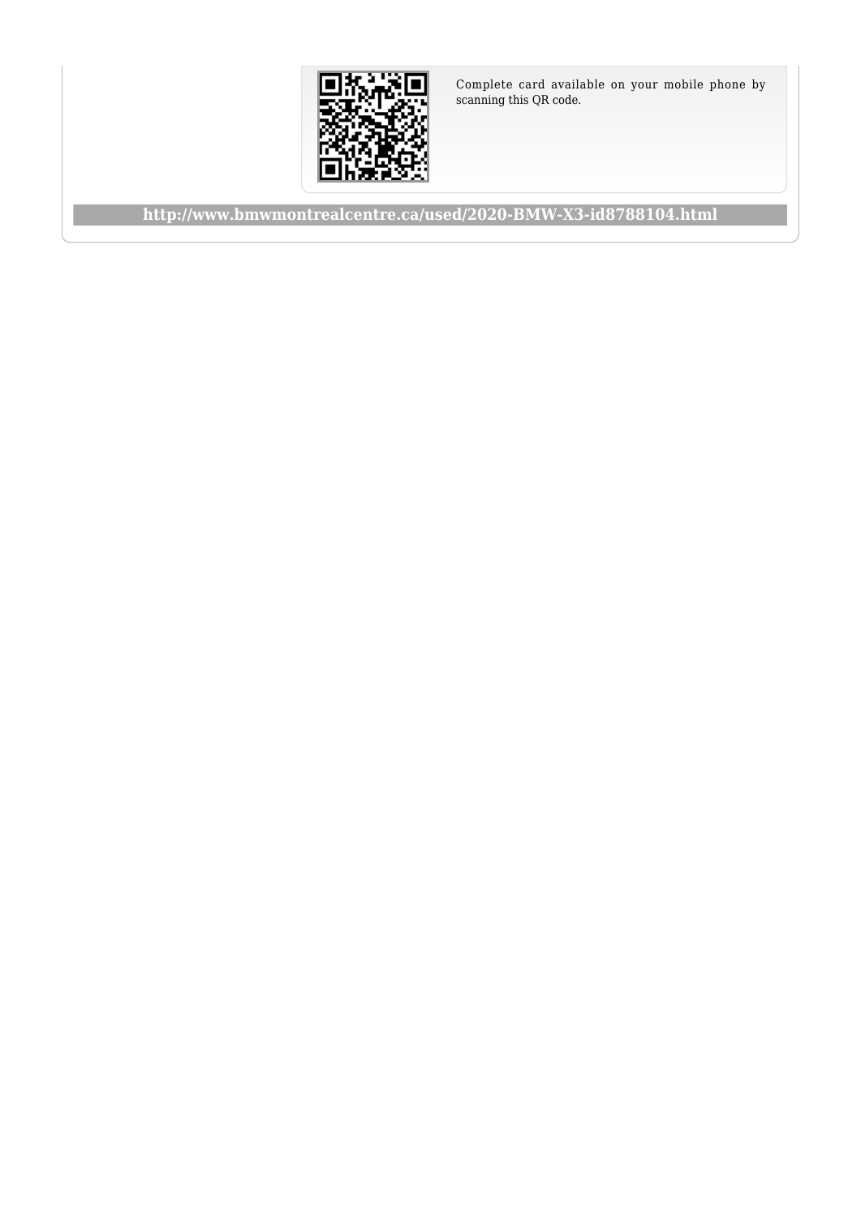Complete card available on your mobile phone by scanning this QR code.

**http://www.bmwmontrealcentre.ca/used/2020-BMW-X3-id8788104.html**